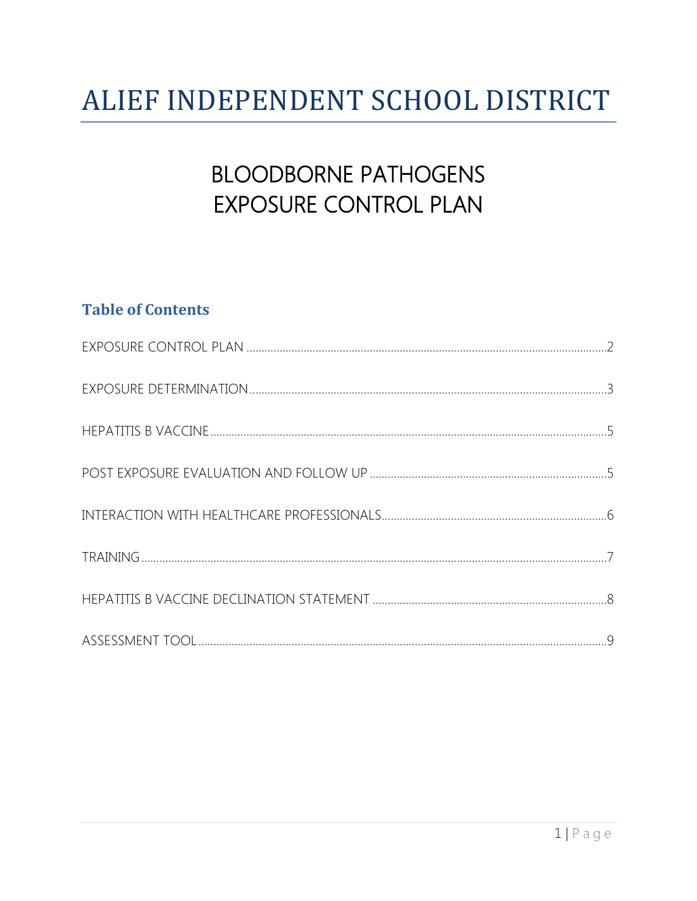# ALIEF INDEPENDENT SCHOOL DISTRICT

## BLOODBORNE PATHOGENS
## EXPOSURE CONTROL PLAN

### Table of Contents

EXPOSURE CONTROL PLAN ....... 2

EXPOSURE DETERMINATION ....... 3

HEPATITIS B VACCINE ....... 5

POST EXPOSURE EVALUATION AND FOLLOW UP ....... 5

INTERACTION WITH HEALTHCARE PROFESSIONALS ....... 6

TRAINING ....... 7

HEPATITIS B VACCINE DECLINATION STATEMENT ....... 8

ASSESSMENT TOOL ....... 9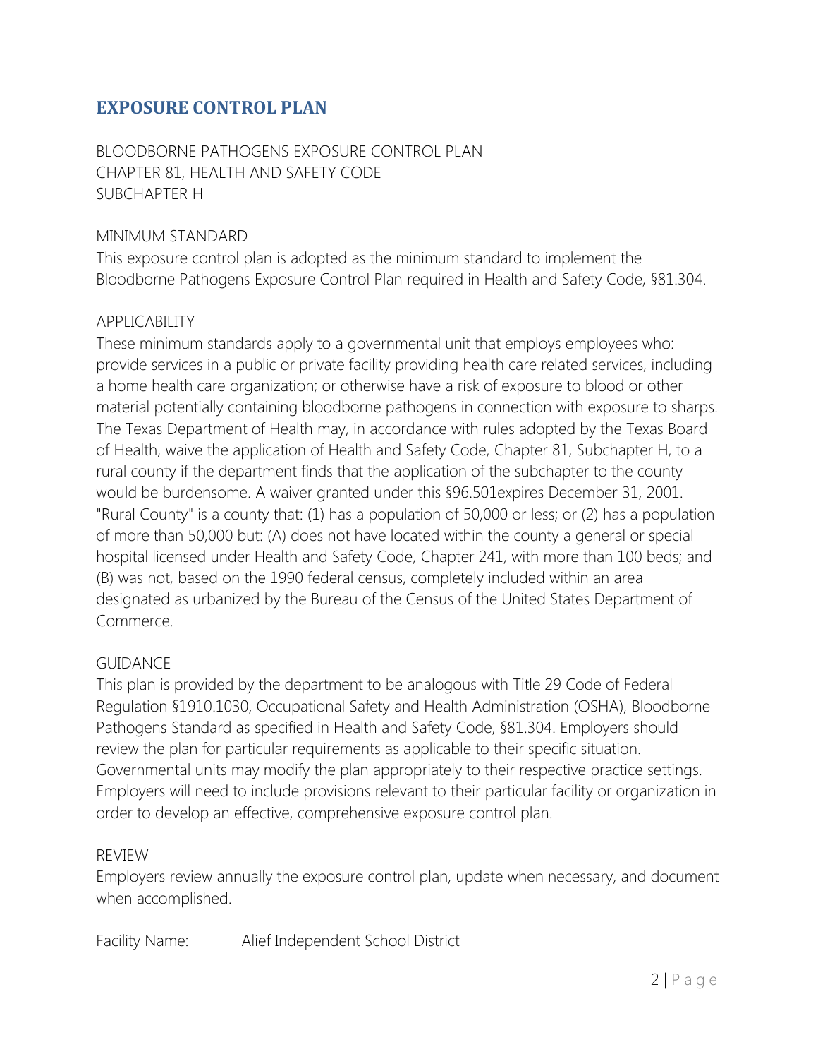# EXPOSURE CONTROL PLAN

BLOODBORNE PATHOGENS EXPOSURE CONTROL PLAN
CHAPTER 81, HEALTH AND SAFETY CODE
SUBCHAPTER H

MINIMUM STANDARD

This exposure control plan is adopted as the minimum standard to implement the Bloodborne Pathogens Exposure Control Plan required in Health and Safety Code, §81.304.

APPLICABILITY

These minimum standards apply to a governmental unit that employs employees who: provide services in a public or private facility providing health care related services, including a home health care organization; or otherwise have a risk of exposure to blood or other material potentially containing bloodborne pathogens in connection with exposure to sharps. The Texas Department of Health may, in accordance with rules adopted by the Texas Board of Health, waive the application of Health and Safety Code, Chapter 81, Subchapter H, to a rural county if the department finds that the application of the subchapter to the county would be burdensome. A waiver granted under this §96.501expires December 31, 2001. "Rural County" is a county that: (1) has a population of 50,000 or less; or (2) has a population of more than 50,000 but: (A) does not have located within the county a general or special hospital licensed under Health and Safety Code, Chapter 241, with more than 100 beds; and (B) was not, based on the 1990 federal census, completely included within an area designated as urbanized by the Bureau of the Census of the United States Department of Commerce.

GUIDANCE

This plan is provided by the department to be analogous with Title 29 Code of Federal Regulation §1910.1030, Occupational Safety and Health Administration (OSHA), Bloodborne Pathogens Standard as specified in Health and Safety Code, §81.304. Employers should review the plan for particular requirements as applicable to their specific situation. Governmental units may modify the plan appropriately to their respective practice settings. Employers will need to include provisions relevant to their particular facility or organization in order to develop an effective, comprehensive exposure control plan.

REVIEW

Employers review annually the exposure control plan, update when necessary, and document when accomplished.

Facility Name: Alief Independent School District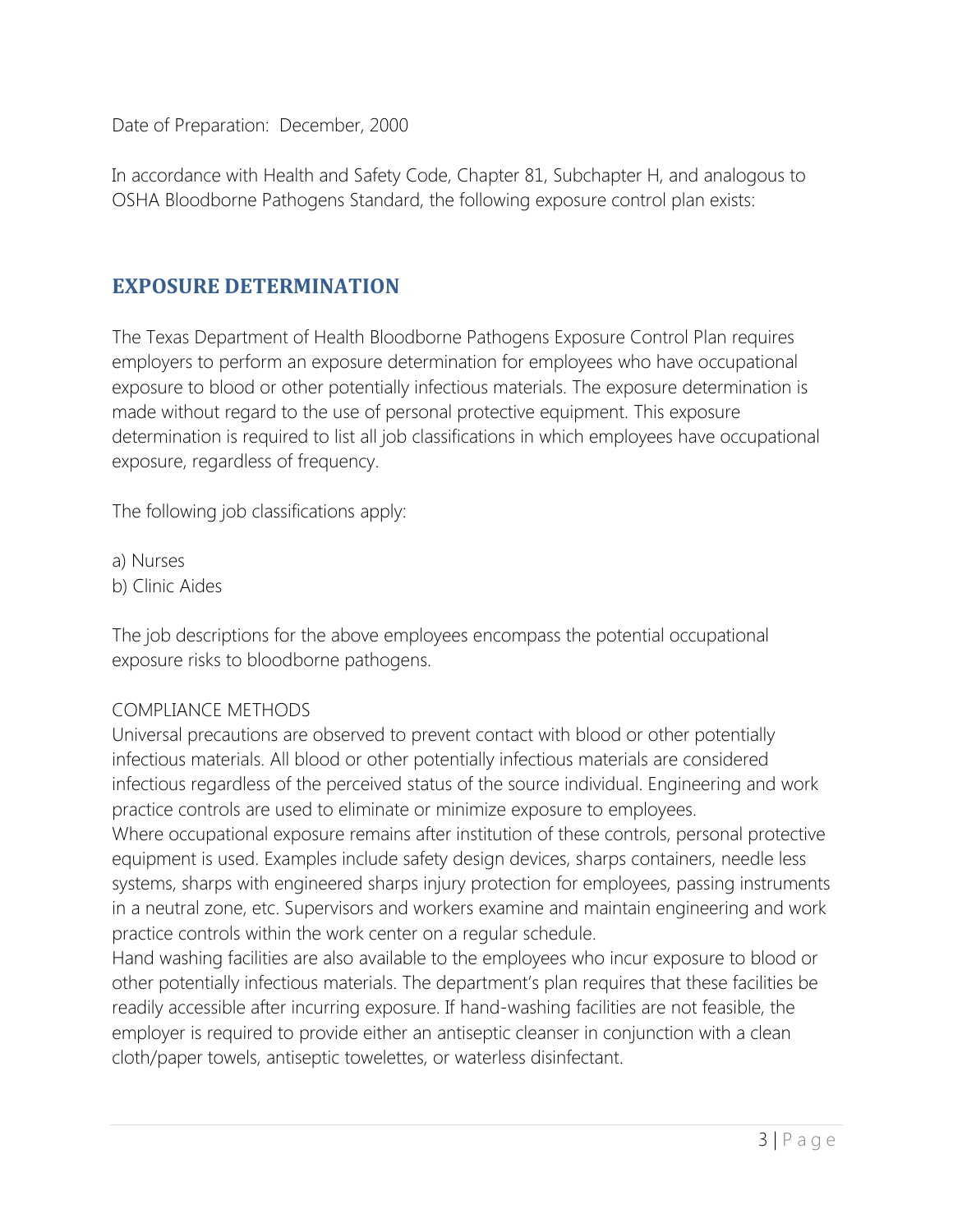Date of Preparation: December, 2000

In accordance with Health and Safety Code, Chapter 81, Subchapter H, and analogous to OSHA Bloodborne Pathogens Standard, the following exposure control plan exists:

## EXPOSURE DETERMINATION

The Texas Department of Health Bloodborne Pathogens Exposure Control Plan requires employers to perform an exposure determination for employees who have occupational exposure to blood or other potentially infectious materials. The exposure determination is made without regard to the use of personal protective equipment. This exposure determination is required to list all job classifications in which employees have occupational exposure, regardless of frequency.

The following job classifications apply:

a) Nurses
b) Clinic Aides

The job descriptions for the above employees encompass the potential occupational exposure risks to bloodborne pathogens.

COMPLIANCE METHODS

Universal precautions are observed to prevent contact with blood or other potentially infectious materials. All blood or other potentially infectious materials are considered infectious regardless of the perceived status of the source individual. Engineering and work practice controls are used to eliminate or minimize exposure to employees.

Where occupational exposure remains after institution of these controls, personal protective equipment is used. Examples include safety design devices, sharps containers, needle less systems, sharps with engineered sharps injury protection for employees, passing instruments in a neutral zone, etc. Supervisors and workers examine and maintain engineering and work practice controls within the work center on a regular schedule.

Hand washing facilities are also available to the employees who incur exposure to blood or other potentially infectious materials. The department's plan requires that these facilities be readily accessible after incurring exposure. If hand-washing facilities are not feasible, the employer is required to provide either an antiseptic cleanser in conjunction with a clean cloth/paper towels, antiseptic towelettes, or waterless disinfectant.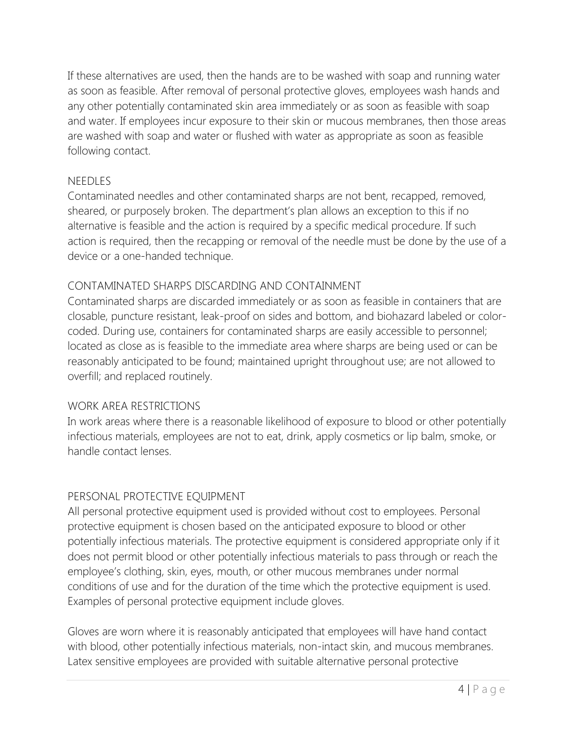If these alternatives are used, then the hands are to be washed with soap and running water as soon as feasible. After removal of personal protective gloves, employees wash hands and any other potentially contaminated skin area immediately or as soon as feasible with soap and water. If employees incur exposure to their skin or mucous membranes, then those areas are washed with soap and water or flushed with water as appropriate as soon as feasible following contact.

## NEEDLES

Contaminated needles and other contaminated sharps are not bent, recapped, removed, sheared, or purposely broken. The department's plan allows an exception to this if no alternative is feasible and the action is required by a specific medical procedure. If such action is required, then the recapping or removal of the needle must be done by the use of a device or a one-handed technique.

## CONTAMINATED SHARPS DISCARDING AND CONTAINMENT

Contaminated sharps are discarded immediately or as soon as feasible in containers that are closable, puncture resistant, leak-proof on sides and bottom, and biohazard labeled or color-coded. During use, containers for contaminated sharps are easily accessible to personnel; located as close as is feasible to the immediate area where sharps are being used or can be reasonably anticipated to be found; maintained upright throughout use; are not allowed to overfill; and replaced routinely.

## WORK AREA RESTRICTIONS

In work areas where there is a reasonable likelihood of exposure to blood or other potentially infectious materials, employees are not to eat, drink, apply cosmetics or lip balm, smoke, or handle contact lenses.

## PERSONAL PROTECTIVE EQUIPMENT

All personal protective equipment used is provided without cost to employees. Personal protective equipment is chosen based on the anticipated exposure to blood or other potentially infectious materials. The protective equipment is considered appropriate only if it does not permit blood or other potentially infectious materials to pass through or reach the employee's clothing, skin, eyes, mouth, or other mucous membranes under normal conditions of use and for the duration of the time which the protective equipment is used. Examples of personal protective equipment include gloves.

Gloves are worn where it is reasonably anticipated that employees will have hand contact with blood, other potentially infectious materials, non-intact skin, and mucous membranes. Latex sensitive employees are provided with suitable alternative personal protective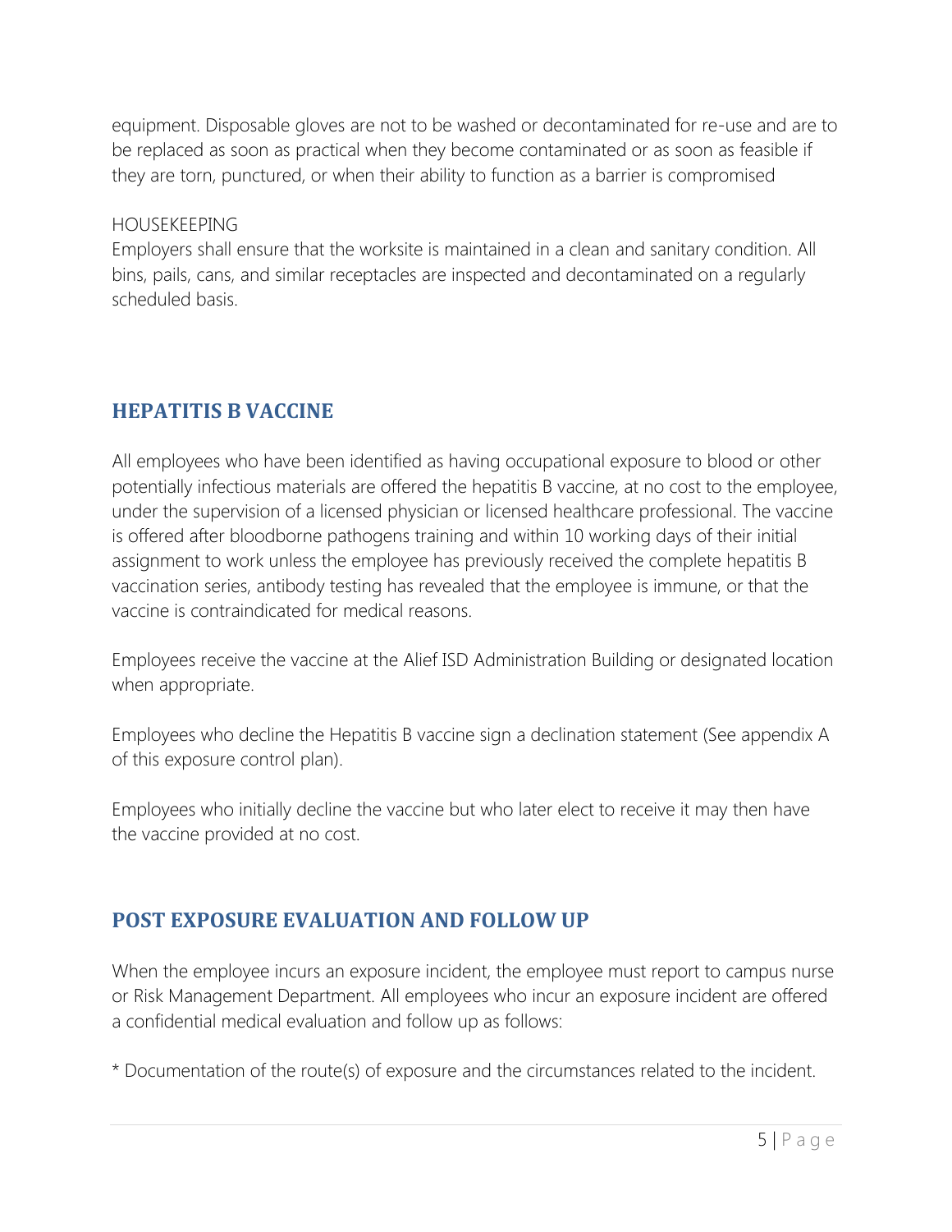equipment. Disposable gloves are not to be washed or decontaminated for re-use and are to be replaced as soon as practical when they become contaminated or as soon as feasible if they are torn, punctured, or when their ability to function as a barrier is compromised

HOUSEKEEPING

Employers shall ensure that the worksite is maintained in a clean and sanitary condition. All bins, pails, cans, and similar receptacles are inspected and decontaminated on a regularly scheduled basis.

## HEPATITIS B VACCINE

All employees who have been identified as having occupational exposure to blood or other potentially infectious materials are offered the hepatitis B vaccine, at no cost to the employee, under the supervision of a licensed physician or licensed healthcare professional. The vaccine is offered after bloodborne pathogens training and within 10 working days of their initial assignment to work unless the employee has previously received the complete hepatitis B vaccination series, antibody testing has revealed that the employee is immune, or that the vaccine is contraindicated for medical reasons.

Employees receive the vaccine at the Alief ISD Administration Building or designated location when appropriate.

Employees who decline the Hepatitis B vaccine sign a declination statement (See appendix A of this exposure control plan).

Employees who initially decline the vaccine but who later elect to receive it may then have the vaccine provided at no cost.

## POST EXPOSURE EVALUATION AND FOLLOW UP

When the employee incurs an exposure incident, the employee must report to campus nurse or Risk Management Department. All employees who incur an exposure incident are offered a confidential medical evaluation and follow up as follows:

* Documentation of the route(s) of exposure and the circumstances related to the incident.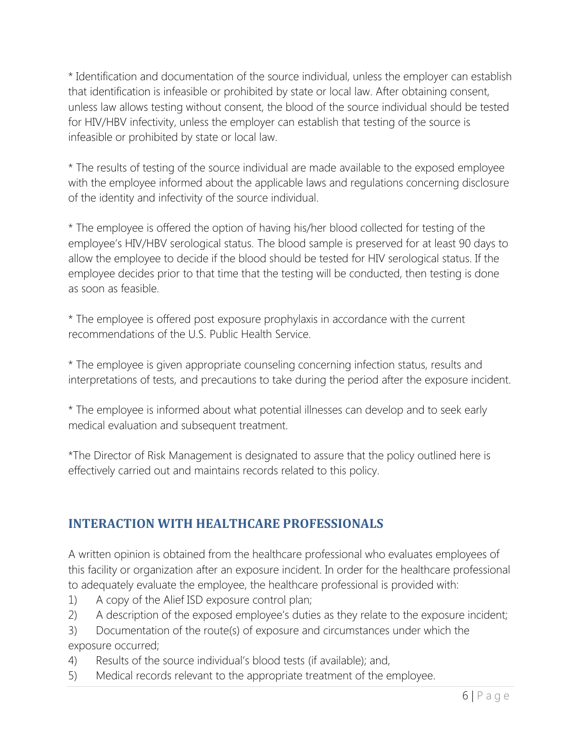* Identification and documentation of the source individual, unless the employer can establish that identification is infeasible or prohibited by state or local law. After obtaining consent, unless law allows testing without consent, the blood of the source individual should be tested for HIV/HBV infectivity, unless the employer can establish that testing of the source is infeasible or prohibited by state or local law.

* The results of testing of the source individual are made available to the exposed employee with the employee informed about the applicable laws and regulations concerning disclosure of the identity and infectivity of the source individual.

* The employee is offered the option of having his/her blood collected for testing of the employee's HIV/HBV serological status. The blood sample is preserved for at least 90 days to allow the employee to decide if the blood should be tested for HIV serological status. If the employee decides prior to that time that the testing will be conducted, then testing is done as soon as feasible.

* The employee is offered post exposure prophylaxis in accordance with the current recommendations of the U.S. Public Health Service.

* The employee is given appropriate counseling concerning infection status, results and interpretations of tests, and precautions to take during the period after the exposure incident.

* The employee is informed about what potential illnesses can develop and to seek early medical evaluation and subsequent treatment.

*The Director of Risk Management is designated to assure that the policy outlined here is effectively carried out and maintains records related to this policy.

## INTERACTION WITH HEALTHCARE PROFESSIONALS

A written opinion is obtained from the healthcare professional who evaluates employees of this facility or organization after an exposure incident. In order for the healthcare professional to adequately evaluate the employee, the healthcare professional is provided with:

1) A copy of the Alief ISD exposure control plan;
2) A description of the exposed employee's duties as they relate to the exposure incident;
3) Documentation of the route(s) of exposure and circumstances under which the exposure occurred;
4) Results of the source individual's blood tests (if available); and,
5) Medical records relevant to the appropriate treatment of the employee.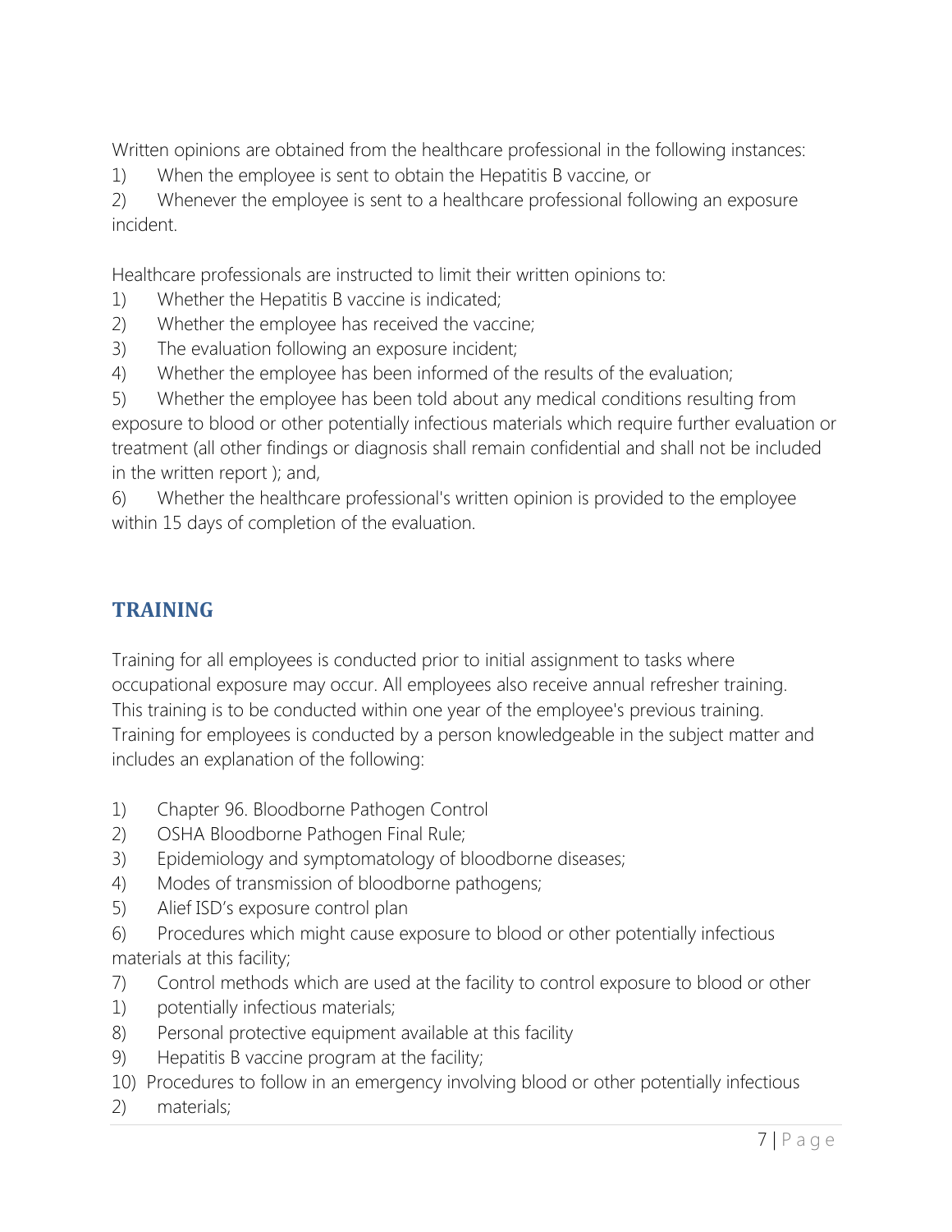Written opinions are obtained from the healthcare professional in the following instances:

1) When the employee is sent to obtain the Hepatitis B vaccine, or
2) Whenever the employee is sent to a healthcare professional following an exposure incident.

Healthcare professionals are instructed to limit their written opinions to:

1) Whether the Hepatitis B vaccine is indicated;
2) Whether the employee has received the vaccine;
3) The evaluation following an exposure incident;
4) Whether the employee has been informed of the results of the evaluation;
5) Whether the employee has been told about any medical conditions resulting from exposure to blood or other potentially infectious materials which require further evaluation or treatment (all other findings or diagnosis shall remain confidential and shall not be included in the written report ); and,
6) Whether the healthcare professional's written opinion is provided to the employee within 15 days of completion of the evaluation.

## TRAINING

Training for all employees is conducted prior to initial assignment to tasks where occupational exposure may occur. All employees also receive annual refresher training. This training is to be conducted within one year of the employee's previous training. Training for employees is conducted by a person knowledgeable in the subject matter and includes an explanation of the following:

1) Chapter 96. Bloodborne Pathogen Control
2) OSHA Bloodborne Pathogen Final Rule;
3) Epidemiology and symptomatology of bloodborne diseases;
4) Modes of transmission of bloodborne pathogens;
5) Alief ISD's exposure control plan
6) Procedures which might cause exposure to blood or other potentially infectious materials at this facility;
7) Control methods which are used at the facility to control exposure to blood or other
1) potentially infectious materials;
8) Personal protective equipment available at this facility
9) Hepatitis B vaccine program at the facility;
10) Procedures to follow in an emergency involving blood or other potentially infectious
2) materials;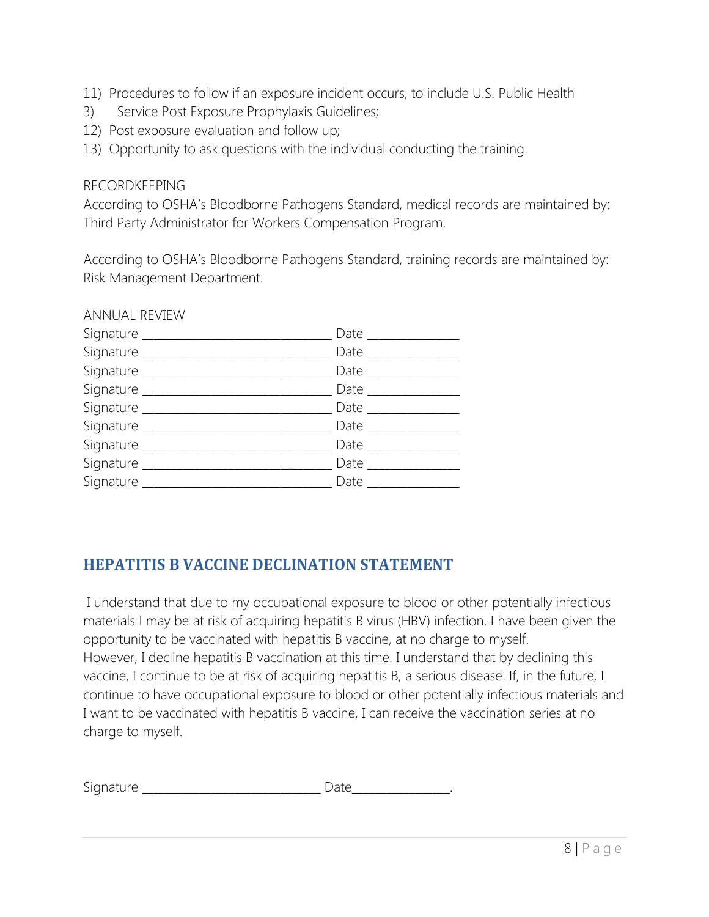11) Procedures to follow if an exposure incident occurs, to include U.S. Public Health
3) Service Post Exposure Prophylaxis Guidelines;
12) Post exposure evaluation and follow up;
13) Opportunity to ask questions with the individual conducting the training.

RECORDKEEPING

According to OSHA's Bloodborne Pathogens Standard, medical records are maintained by: Third Party Administrator for Workers Compensation Program.

According to OSHA's Bloodborne Pathogens Standard, training records are maintained by: Risk Management Department.

ANNUAL REVIEW

Signature ______________________________ Date ______________

Signature ______________________________ Date ______________

Signature ______________________________ Date ______________

Signature ______________________________ Date ______________

Signature ______________________________ Date ______________

Signature ______________________________ Date ______________

Signature ______________________________ Date ______________

Signature ______________________________ Date ______________

Signature ______________________________ Date ______________

## HEPATITIS B VACCINE DECLINATION STATEMENT

I understand that due to my occupational exposure to blood or other potentially infectious materials I may be at risk of acquiring hepatitis B virus (HBV) infection. I have been given the opportunity to be vaccinated with hepatitis B vaccine, at no charge to myself.
However, I decline hepatitis B vaccination at this time. I understand that by declining this vaccine, I continue to be at risk of acquiring hepatitis B, a serious disease. If, in the future, I continue to have occupational exposure to blood or other potentially infectious materials and I want to be vaccinated with hepatitis B vaccine, I can receive the vaccination series at no charge to myself.

Signature ____________________________ Date_______________.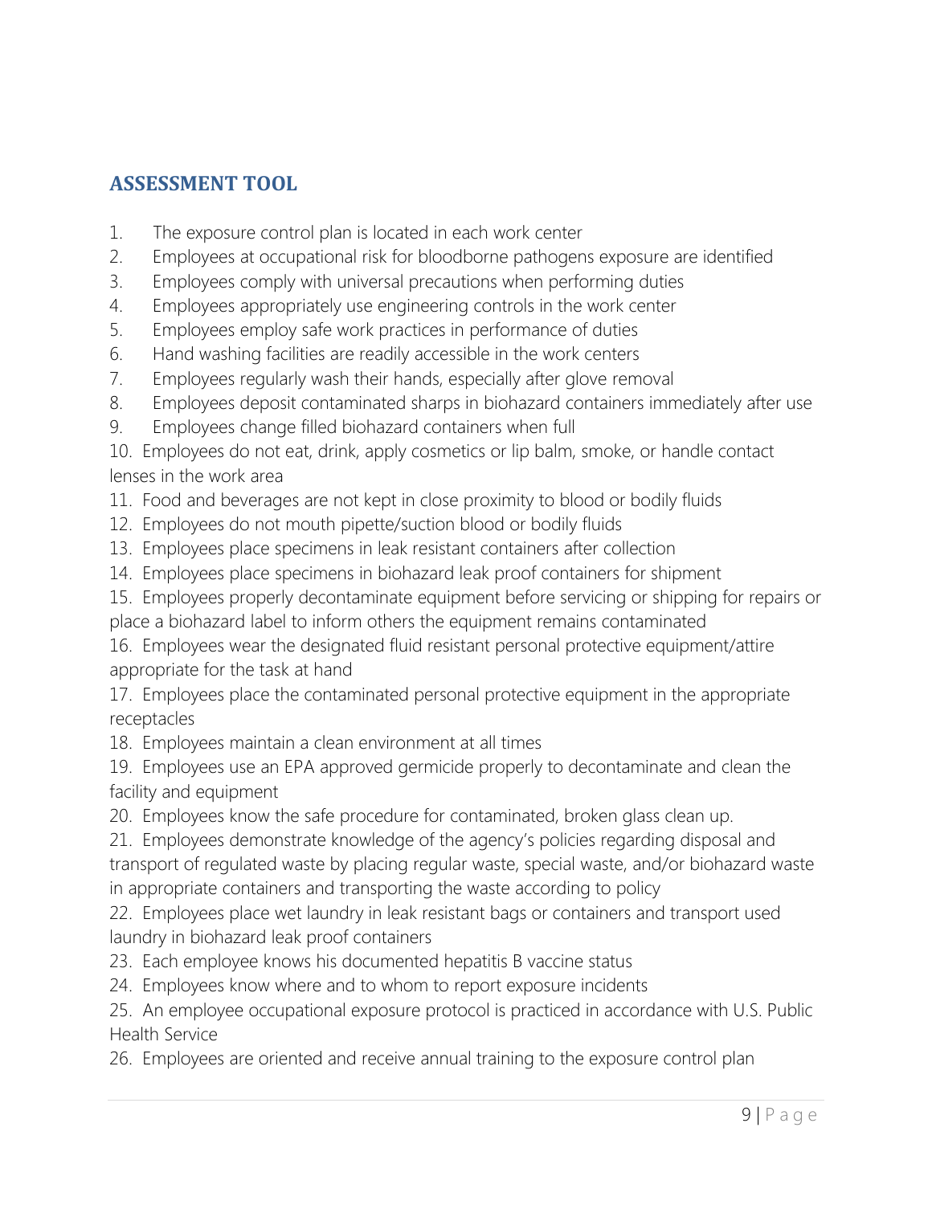## ASSESSMENT TOOL

1. The exposure control plan is located in each work center
2. Employees at occupational risk for bloodborne pathogens exposure are identified
3. Employees comply with universal precautions when performing duties
4. Employees appropriately use engineering controls in the work center
5. Employees employ safe work practices in performance of duties
6. Hand washing facilities are readily accessible in the work centers
7. Employees regularly wash their hands, especially after glove removal
8. Employees deposit contaminated sharps in biohazard containers immediately after use
9. Employees change filled biohazard containers when full
10. Employees do not eat, drink, apply cosmetics or lip balm, smoke, or handle contact lenses in the work area
11. Food and beverages are not kept in close proximity to blood or bodily fluids
12. Employees do not mouth pipette/suction blood or bodily fluids
13. Employees place specimens in leak resistant containers after collection
14. Employees place specimens in biohazard leak proof containers for shipment
15. Employees properly decontaminate equipment before servicing or shipping for repairs or place a biohazard label to inform others the equipment remains contaminated
16. Employees wear the designated fluid resistant personal protective equipment/attire appropriate for the task at hand
17. Employees place the contaminated personal protective equipment in the appropriate receptacles
18. Employees maintain a clean environment at all times
19. Employees use an EPA approved germicide properly to decontaminate and clean the facility and equipment
20. Employees know the safe procedure for contaminated, broken glass clean up.
21. Employees demonstrate knowledge of the agency's policies regarding disposal and transport of regulated waste by placing regular waste, special waste, and/or biohazard waste in appropriate containers and transporting the waste according to policy
22. Employees place wet laundry in leak resistant bags or containers and transport used laundry in biohazard leak proof containers
23. Each employee knows his documented hepatitis B vaccine status
24. Employees know where and to whom to report exposure incidents
25. An employee occupational exposure protocol is practiced in accordance with U.S. Public Health Service
26. Employees are oriented and receive annual training to the exposure control plan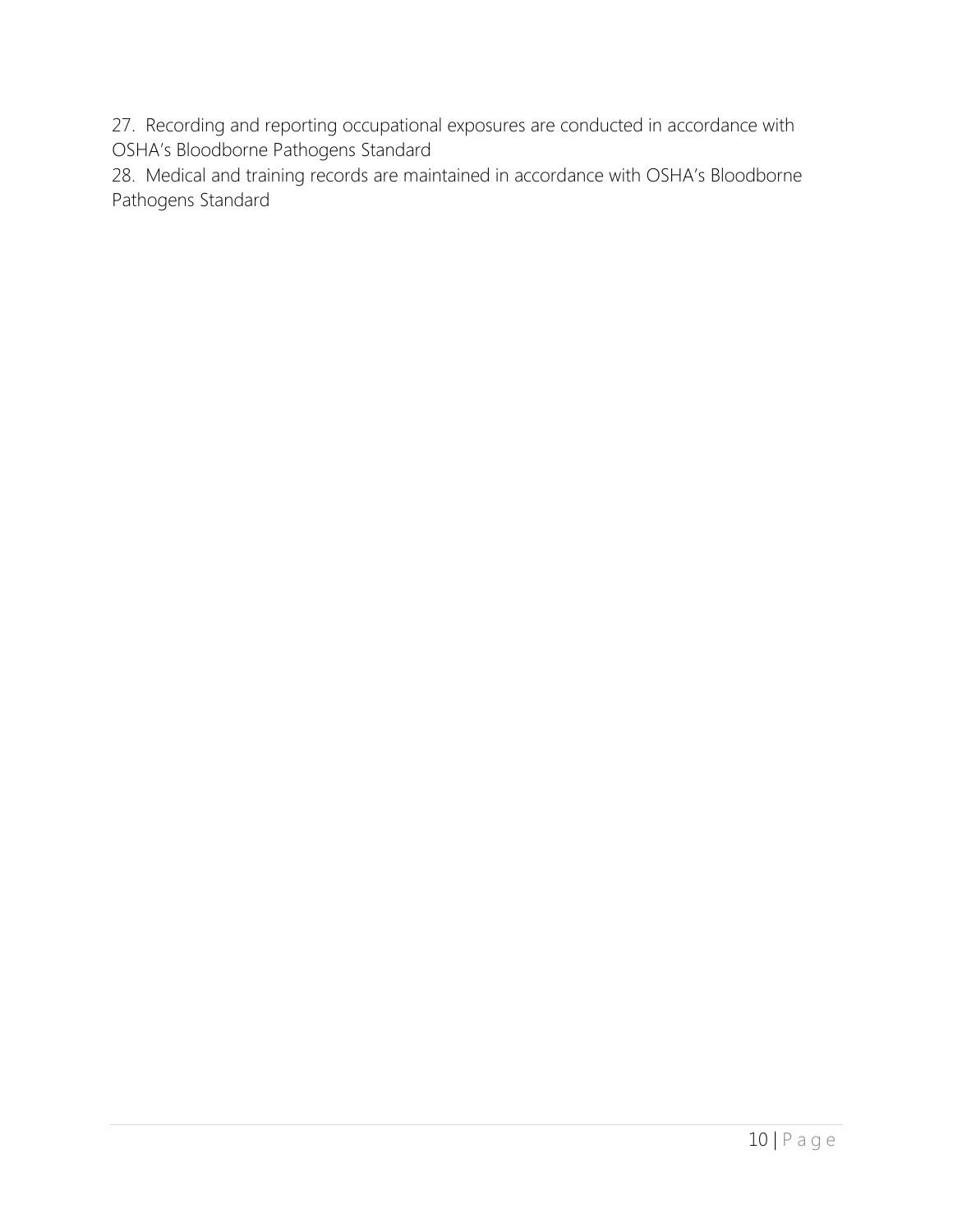27. Recording and reporting occupational exposures are conducted in accordance with OSHA's Bloodborne Pathogens Standard
28. Medical and training records are maintained in accordance with OSHA's Bloodborne Pathogens Standard